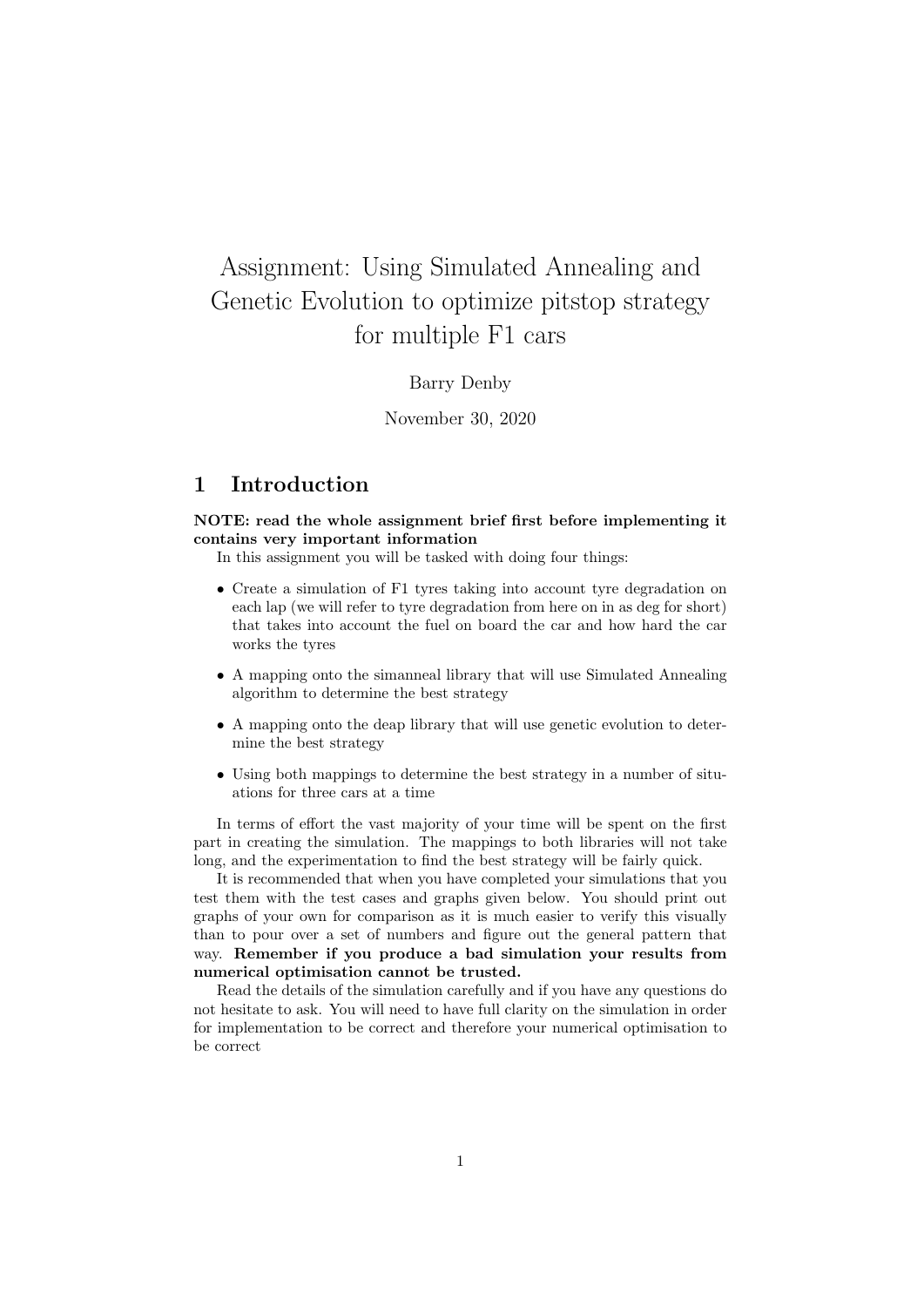# Assignment: Using Simulated Annealing and Genetic Evolution to optimize pitstop strategy for multiple F1 cars

Barry Denby

November 30, 2020

## 1 Introduction

**NOTE: read the whole assignment brief first before implementing it contains very important information**

In this assignment you will be tasked with doing four things:

- Create a simulation of F1 tyres taking into account tyre degradation on each lap (we will refer to tyre degradation from here on in as deg for short) that takes into account the fuel on board the car and how hard the car works the tyres
- A mapping onto the simanneal library that will use Simulated Annealing algorithm to determine the best strategy
- A mapping onto the deap library that will use genetic evolution to determine the best strategy
- Using both mappings to determine the best strategy in a number of situations for three cars at a time

In terms of effort the vast majority of your time will be spent on the first part in creating the simulation. The mappings to both libraries will not take long, and the experimentation to find the best strategy will be fairly quick.

It is recommended that when you have completed your simulations that you test them with the test cases and graphs given below. You should print out graphs of your own for comparison as it is much easier to verify this visually than to pour over a set of numbers and figure out the general pattern that way. **Remember if you produce a bad simulation your results from numerical optimisation cannot be trusted.**

Read the details of the simulation carefully and if you have any questions do not hesitate to ask. You will need to have full clarity on the simulation in order for implementation to be correct and therefore your numerical optimisation to be correct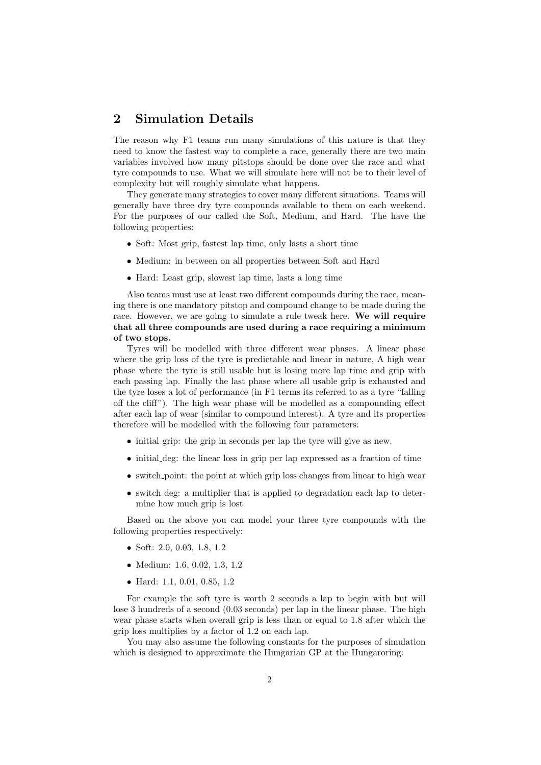## 2 Simulation Details

The reason why F1 teams run many simulations of this nature is that they need to know the fastest way to complete a race, generally there are two main variables involved how many pitstops should be done over the race and what tyre compounds to use. What we will simulate here will not be to their level of complexity but will roughly simulate what happens.

They generate many strategies to cover many different situations. Teams will generally have three dry tyre compounds available to them on each weekend. For the purposes of our called the Soft, Medium, and Hard. The have the following properties:

- Soft: Most grip, fastest lap time, only lasts a short time
- Medium: in between on all properties between Soft and Hard
- Hard: Least grip, slowest lap time, lasts a long time

Also teams must use at least two different compounds during the race, meaning there is one mandatory pitstop and compound change to be made during the race. However, we are going to simulate a rule tweak here. **We will require that all three compounds are used during a race requiring a minimum of two stops.**

Tyres will be modelled with three different wear phases. A linear phase where the grip loss of the tyre is predictable and linear in nature, A high wear phase where the tyre is still usable but is losing more lap time and grip with each passing lap. Finally the last phase where all usable grip is exhausted and the tyre loses a lot of performance (in F1 terms its referred to as a tyre "falling off the cliff"). The high wear phase will be modelled as a compounding effect after each lap of wear (similar to compound interest). A tyre and its properties therefore will be modelled with the following four parameters:

- initial_grip: the grip in seconds per lap the tyre will give as new.
- initial_deg: the linear loss in grip per lap expressed as a fraction of time
- switch_point: the point at which grip loss changes from linear to high wear
- switch_deg: a multiplier that is applied to degradation each lap to determine how much grip is lost

Based on the above you can model your three tyre compounds with the following properties respectively:

- Soft: 2.0, 0.03, 1.8, 1.2
- Medium: 1.6, 0.02, 1.3, 1.2
- Hard: 1.1, 0.01, 0.85, 1.2

For example the soft tyre is worth 2 seconds a lap to begin with but will lose 3 hundreds of a second (0.03 seconds) per lap in the linear phase. The high wear phase starts when overall grip is less than or equal to 1.8 after which the grip loss multiplies by a factor of 1.2 on each lap.

You may also assume the following constants for the purposes of simulation which is designed to approximate the Hungarian GP at the Hungaroring: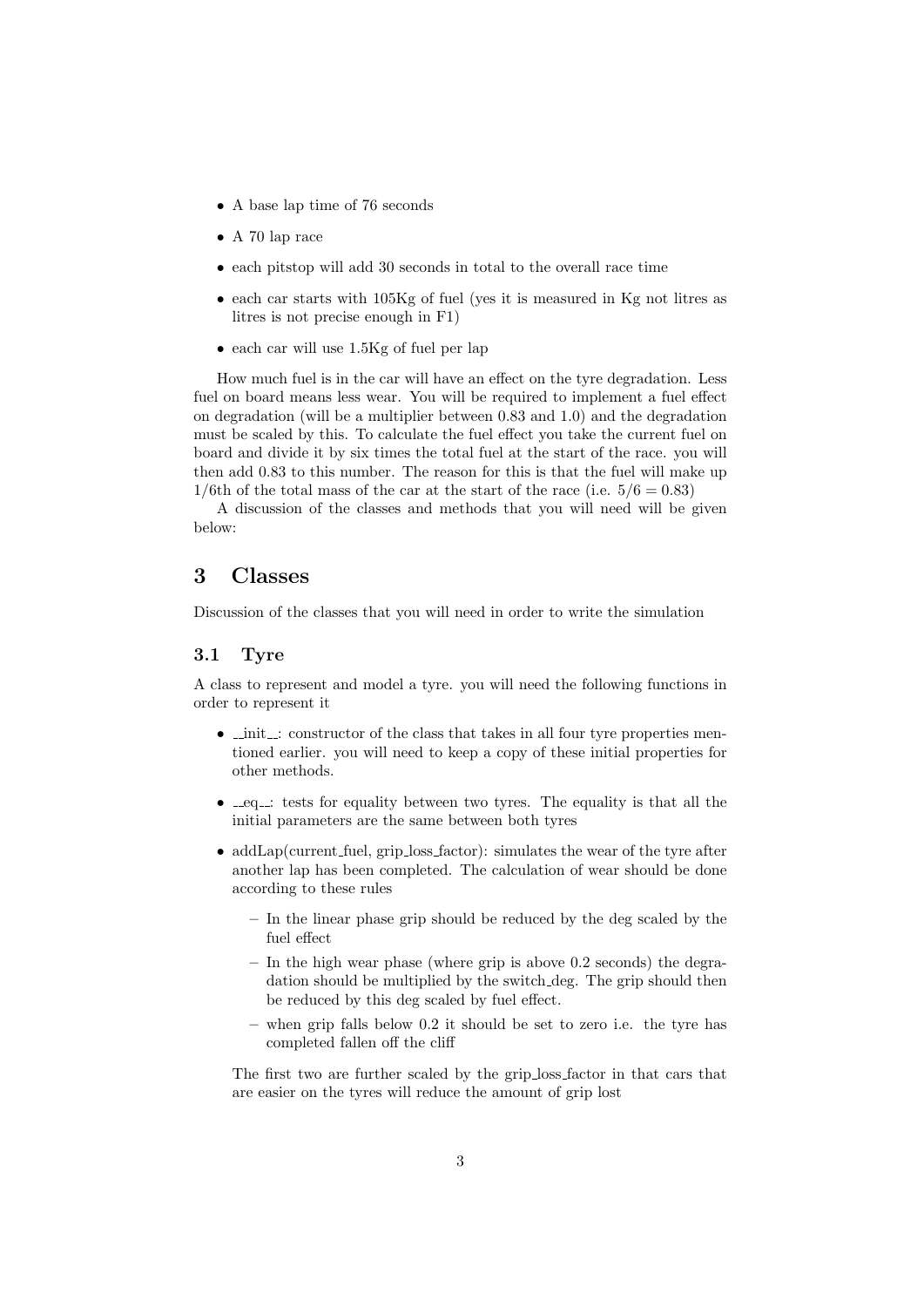- A base lap time of 76 seconds
- A 70 lap race
- each pitstop will add 30 seconds in total to the overall race time
- each car starts with 105Kg of fuel (yes it is measured in Kg not litres as litres is not precise enough in F1)
- each car will use 1.5Kg of fuel per lap

How much fuel is in the car will have an effect on the tyre degradation. Less fuel on board means less wear. You will be required to implement a fuel effect on degradation (will be a multiplier between 0.83 and 1.0) and the degradation must be scaled by this. To calculate the fuel effect you take the current fuel on board and divide it by six times the total fuel at the start of the race. you will then add 0.83 to this number. The reason for this is that the fuel will make up 1/6th of the total mass of the car at the start of the race (i.e. $5/6 = 0.83$)

A discussion of the classes and methods that you will need will be given below:

## 3 Classes

Discussion of the classes that you will need in order to write the simulation

### 3.1 Tyre

A class to represent and model a tyre. you will need the following functions in order to represent it

- __init__: constructor of the class that takes in all four tyre properties mentioned earlier. you will need to keep a copy of these initial properties for other methods.
- __eq__: tests for equality between two tyres. The equality is that all the initial parameters are the same between both tyres
- addLap(current_fuel, grip_loss_factor): simulates the wear of the tyre after another lap has been completed. The calculation of wear should be done according to these rules
  - In the linear phase grip should be reduced by the deg scaled by the fuel effect
  - In the high wear phase (where grip is above 0.2 seconds) the degradation should be multiplied by the switch_deg. The grip should then be reduced by this deg scaled by fuel effect.
  - when grip falls below 0.2 it should be set to zero i.e. the tyre has completed fallen off the cliff

  The first two are further scaled by the grip_loss_factor in that cars that are easier on the tyres will reduce the amount of grip lost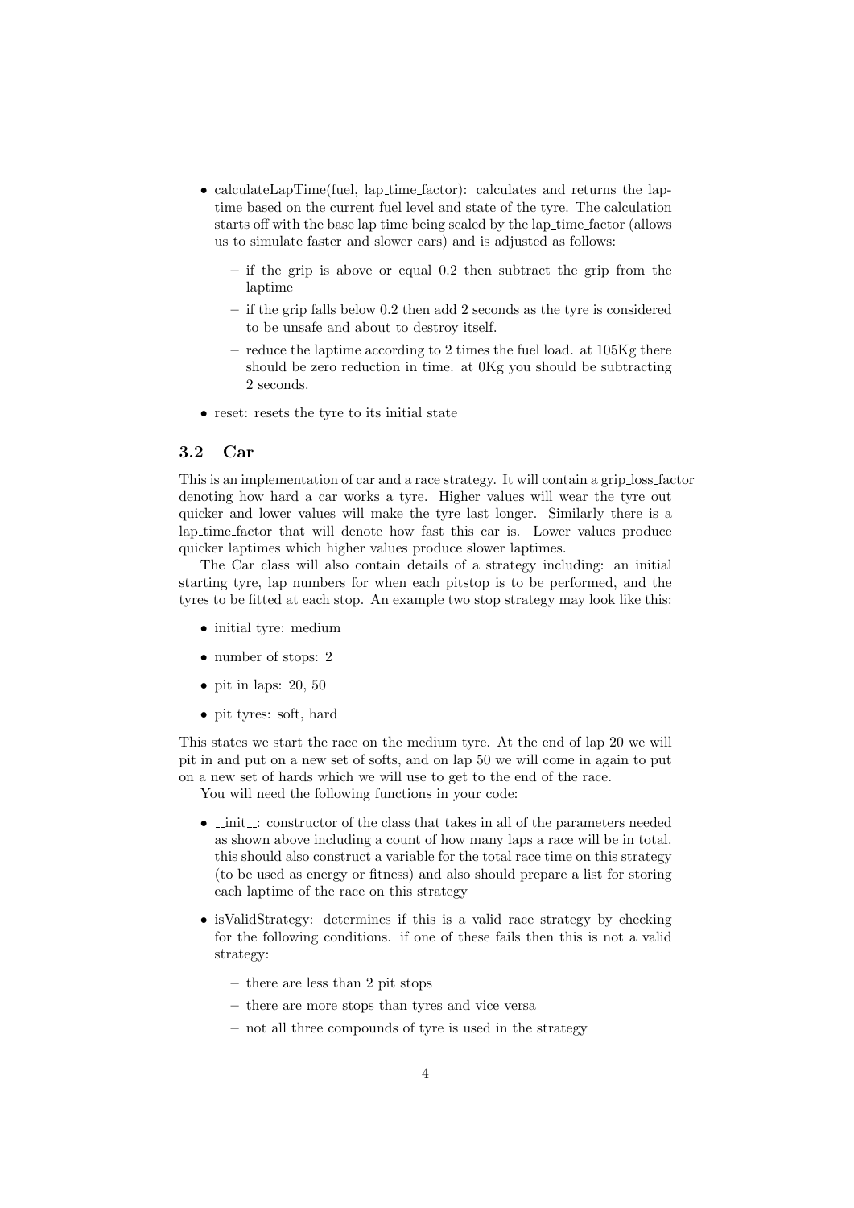- calculateLapTime(fuel, lap_time_factor): calculates and returns the laptime based on the current fuel level and state of the tyre. The calculation starts off with the base lap time being scaled by the lap_time_factor (allows us to simulate faster and slower cars) and is adjusted as follows:
  - if the grip is above or equal 0.2 then subtract the grip from the laptime
  - if the grip falls below 0.2 then add 2 seconds as the tyre is considered to be unsafe and about to destroy itself.
  - reduce the laptime according to 2 times the fuel load. at 105Kg there should be zero reduction in time. at 0Kg you should be subtracting 2 seconds.
- reset: resets the tyre to its initial state

### 3.2 Car

This is an implementation of car and a race strategy. It will contain a grip_loss_factor denoting how hard a car works a tyre. Higher values will wear the tyre out quicker and lower values will make the tyre last longer. Similarly there is a lap_time_factor that will denote how fast this car is. Lower values produce quicker laptimes which higher values produce slower laptimes.

The Car class will also contain details of a strategy including: an initial starting tyre, lap numbers for when each pitstop is to be performed, and the tyres to be fitted at each stop. An example two stop strategy may look like this:

- initial tyre: medium
- number of stops: 2
- pit in laps: 20, 50
- pit tyres: soft, hard

This states we start the race on the medium tyre. At the end of lap 20 we will pit in and put on a new set of softs, and on lap 50 we will come in again to put on a new set of hards which we will use to get to the end of the race.

You will need the following functions in your code:

- __init__: constructor of the class that takes in all of the parameters needed as shown above including a count of how many laps a race will be in total. this should also construct a variable for the total race time on this strategy (to be used as energy or fitness) and also should prepare a list for storing each laptime of the race on this strategy
- isValidStrategy: determines if this is a valid race strategy by checking for the following conditions. if one of these fails then this is not a valid strategy:
  - there are less than 2 pit stops
  - there are more stops than tyres and vice versa
  - not all three compounds of tyre is used in the strategy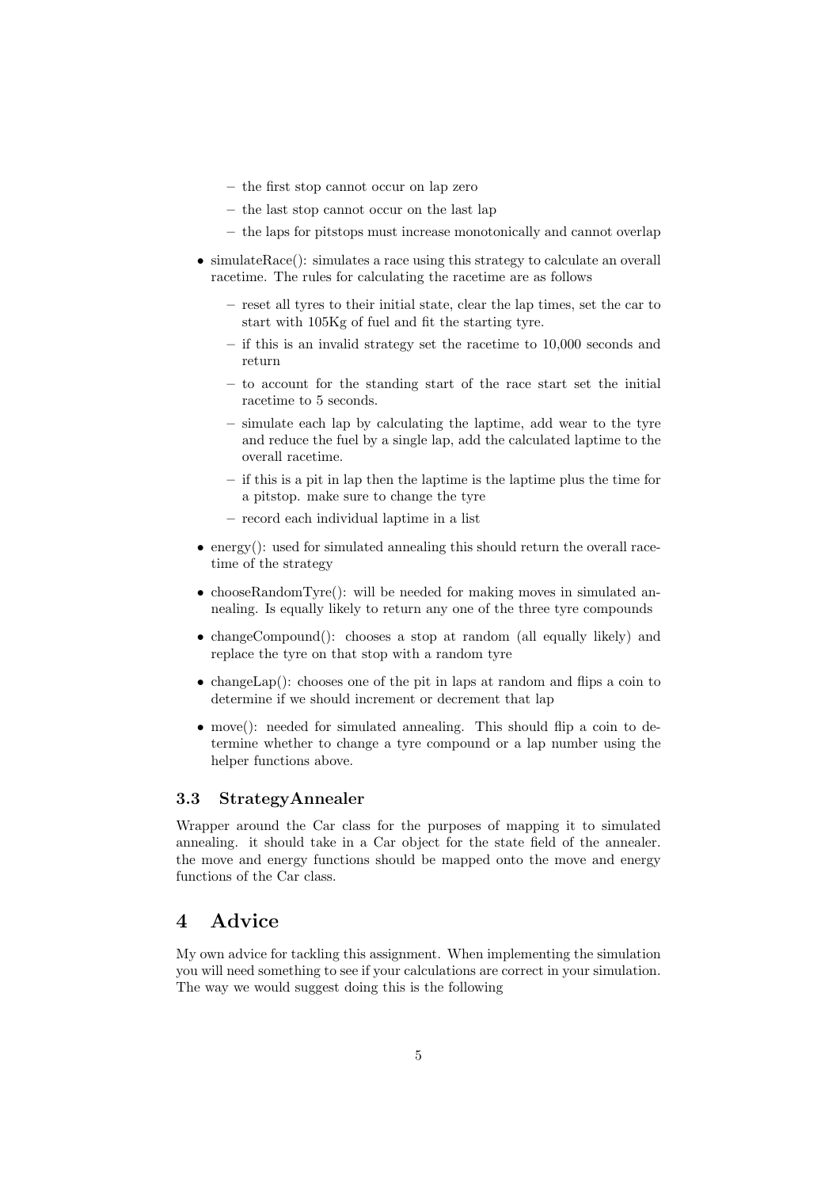- the first stop cannot occur on lap zero
  - the last stop cannot occur on the last lap
  - the laps for pitstops must increase monotonically and cannot overlap

- simulateRace(): simulates a race using this strategy to calculate an overall racetime. The rules for calculating the racetime are as follows
  - reset all tyres to their initial state, clear the lap times, set the car to start with 105Kg of fuel and fit the starting tyre.
  - if this is an invalid strategy set the racetime to 10,000 seconds and return
  - to account for the standing start of the race start set the initial racetime to 5 seconds.
  - simulate each lap by calculating the laptime, add wear to the tyre and reduce the fuel by a single lap, add the calculated laptime to the overall racetime.
  - if this is a pit in lap then the laptime is the laptime plus the time for a pitstop. make sure to change the tyre
  - record each individual laptime in a list
- energy(): used for simulated annealing this should return the overall racetime of the strategy
- chooseRandomTyre(): will be needed for making moves in simulated annealing. Is equally likely to return any one of the three tyre compounds
- changeCompound(): chooses a stop at random (all equally likely) and replace the tyre on that stop with a random tyre
- changeLap(): chooses one of the pit in laps at random and flips a coin to determine if we should increment or decrement that lap
- move(): needed for simulated annealing. This should flip a coin to determine whether to change a tyre compound or a lap number using the helper functions above.

### 3.3 StrategyAnnealer

Wrapper around the Car class for the purposes of mapping it to simulated annealing. it should take in a Car object for the state field of the annealer. the move and energy functions should be mapped onto the move and energy functions of the Car class.

## 4 Advice

My own advice for tackling this assignment. When implementing the simulation you will need something to see if your calculations are correct in your simulation. The way we would suggest doing this is the following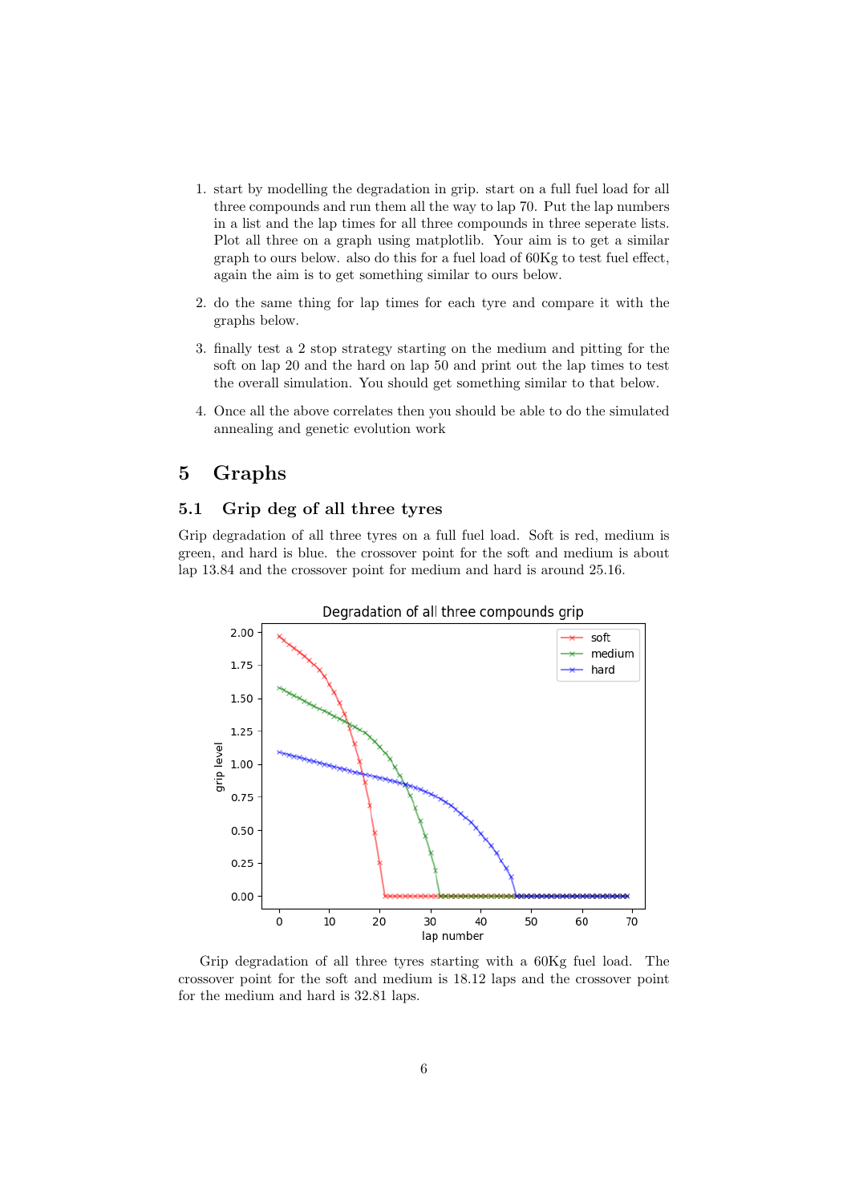1. start by modelling the degradation in grip. start on a full fuel load for all three compounds and run them all the way to lap 70. Put the lap numbers in a list and the lap times for all three compounds in three seperate lists. Plot all three on a graph using matplotlib. Your aim is to get a similar graph to ours below. also do this for a fuel load of 60Kg to test fuel effect, again the aim is to get something similar to ours below.

2. do the same thing for lap times for each tyre and compare it with the graphs below.

3. finally test a 2 stop strategy starting on the medium and pitting for the soft on lap 20 and the hard on lap 50 and print out the lap times to test the overall simulation. You should get something similar to that below.

4. Once all the above correlates then you should be able to do the simulated annealing and genetic evolution work

# 5 Graphs

## 5.1 Grip deg of all three tyres

Grip degradation of all three tyres on a full fuel load. Soft is red, medium is green, and hard is blue. the crossover point for the soft and medium is about lap 13.84 and the crossover point for medium and hard is around 25.16.

Grip degradation of all three tyres starting with a 60Kg fuel load. The crossover point for the soft and medium is 18.12 laps and the crossover point for the medium and hard is 32.81 laps.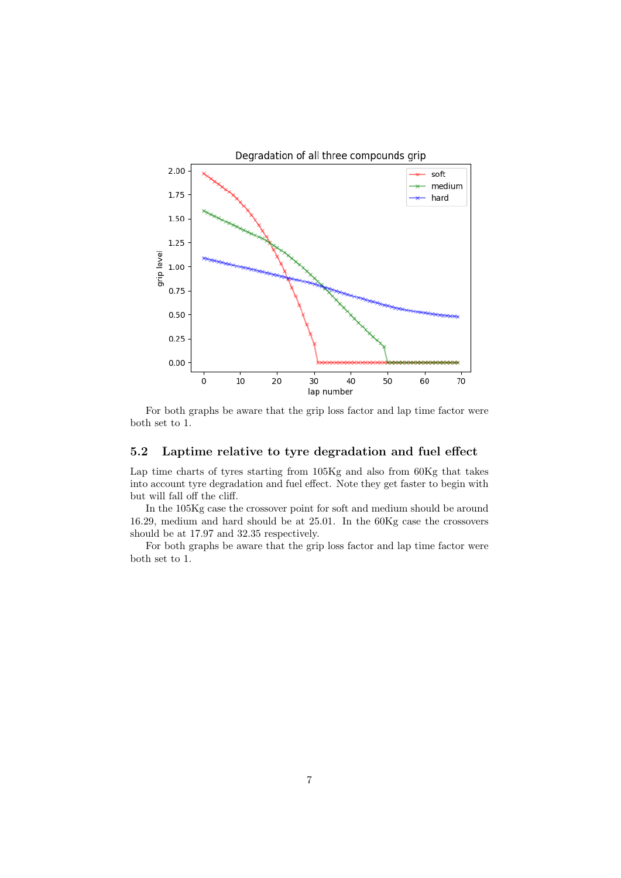For both graphs be aware that the grip loss factor and lap time factor were both set to 1.

## 5.2 Laptime relative to tyre degradation and fuel effect

Lap time charts of tyres starting from 105Kg and also from 60Kg that takes into account tyre degradation and fuel effect. Note they get faster to begin with but will fall off the cliff.

In the 105Kg case the crossover point for soft and medium should be around 16.29, medium and hard should be at 25.01. In the 60Kg case the crossovers should be at 17.97 and 32.35 respectively.

For both graphs be aware that the grip loss factor and lap time factor were both set to 1.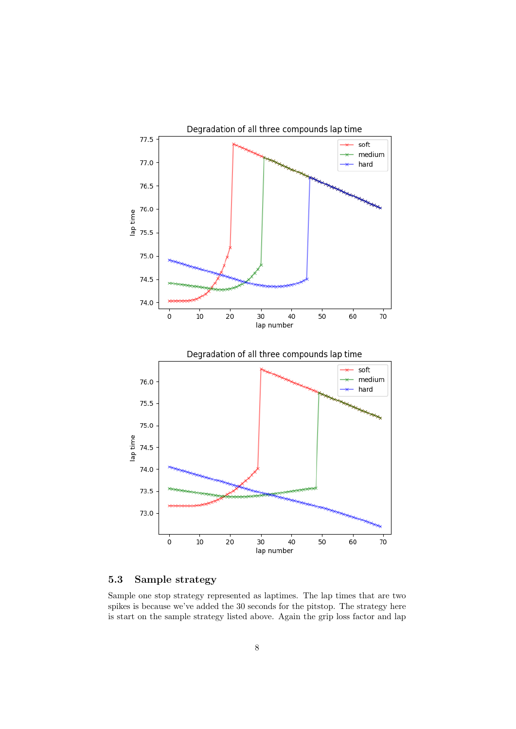## 5.3 Sample strategy

Sample one stop strategy represented as laptimes. The lap times that are two spikes is because we've added the 30 seconds for the pitstop. The strategy here is start on the sample strategy listed above. Again the grip loss factor and lap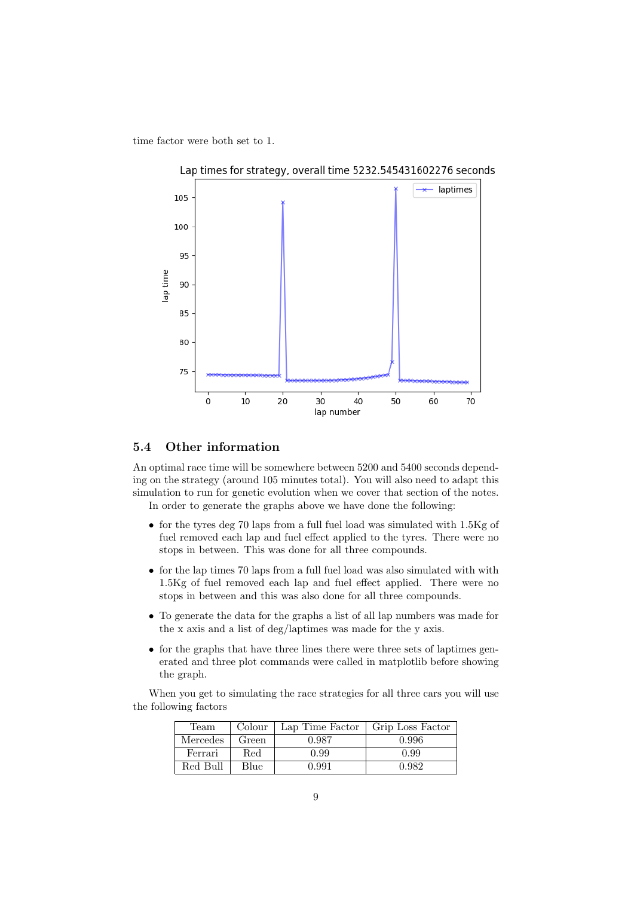time factor were both set to 1.

## 5.4 Other information

An optimal race time will be somewhere between 5200 and 5400 seconds depending on the strategy (around 105 minutes total). You will also need to adapt this simulation to run for genetic evolution when we cover that section of the notes.

In order to generate the graphs above we have done the following:

- for the tyres deg 70 laps from a full fuel load was simulated with 1.5Kg of fuel removed each lap and fuel effect applied to the tyres. There were no stops in between. This was done for all three compounds.
- for the lap times 70 laps from a full fuel load was also simulated with with 1.5Kg of fuel removed each lap and fuel effect applied. There were no stops in between and this was also done for all three compounds.
- To generate the data for the graphs a list of all lap numbers was made for the x axis and a list of deg/laptimes was made for the y axis.
- for the graphs that have three lines there were three sets of laptimes generated and three plot commands were called in matplotlib before showing the graph.

When you get to simulating the race strategies for all three cars you will use the following factors

| Team | Colour | Lap Time Factor | Grip Loss Factor |
|---|---|---|---|
| Mercedes | Green | 0.987 | 0.996 |
| Ferrari | Red | 0.99 | 0.99 |
| Red Bull | Blue | 0.991 | 0.982 |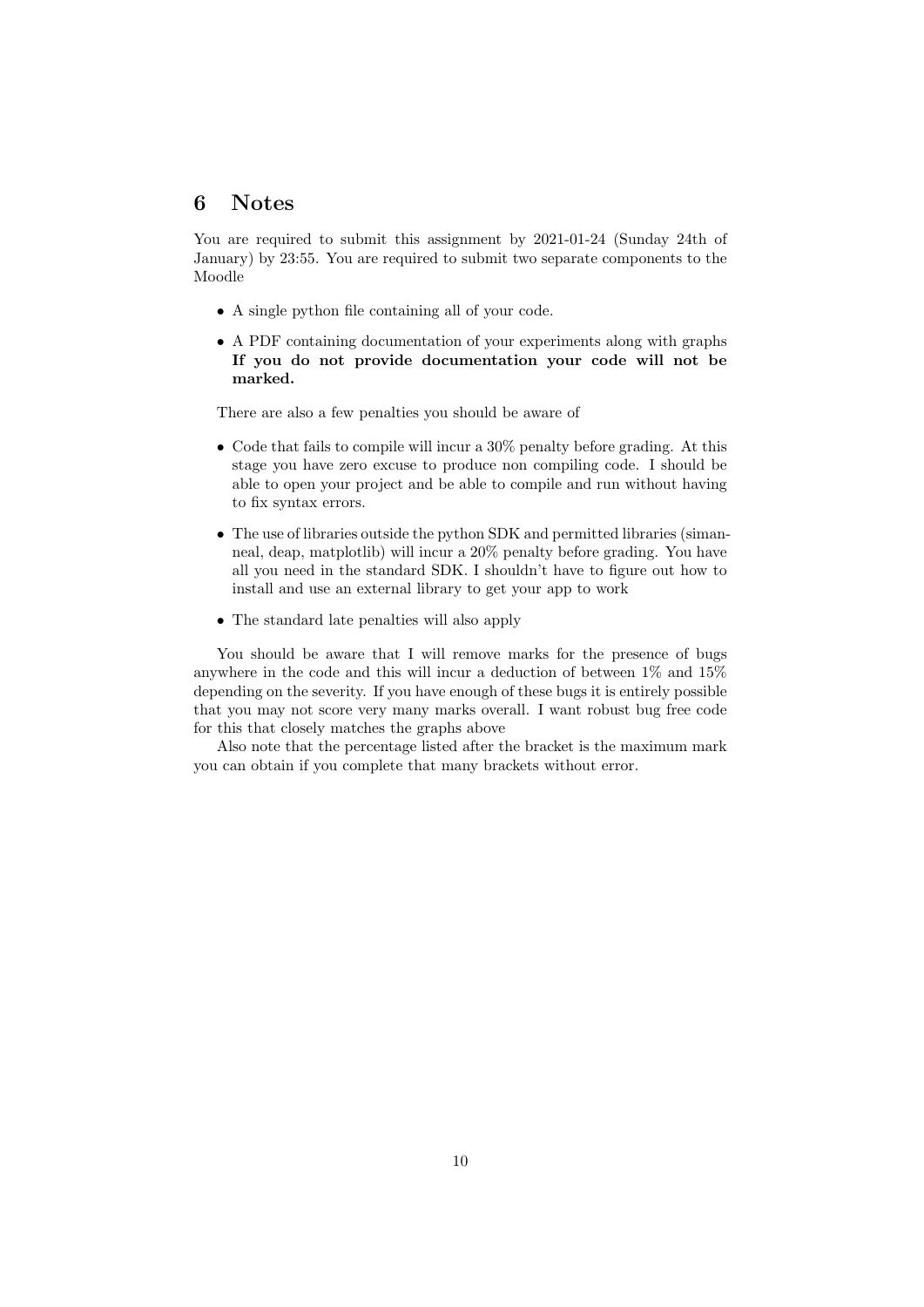## 6 Notes

You are required to submit this assignment by 2021-01-24 (Sunday 24th of January) by 23:55. You are required to submit two separate components to the Moodle

- A single python file containing all of your code.
- A PDF containing documentation of your experiments along with graphs **If you do not provide documentation your code will not be marked.**

There are also a few penalties you should be aware of

- Code that fails to compile will incur a 30% penalty before grading. At this stage you have zero excuse to produce non compiling code. I should be able to open your project and be able to compile and run without having to fix syntax errors.
- The use of libraries outside the python SDK and permitted libraries (simanneal, deap, matplotlib) will incur a 20% penalty before grading. You have all you need in the standard SDK. I shouldn't have to figure out how to install and use an external library to get your app to work
- The standard late penalties will also apply

You should be aware that I will remove marks for the presence of bugs anywhere in the code and this will incur a deduction of between 1% and 15% depending on the severity. If you have enough of these bugs it is entirely possible that you may not score very many marks overall. I want robust bug free code for this that closely matches the graphs above

Also note that the percentage listed after the bracket is the maximum mark you can obtain if you complete that many brackets without error.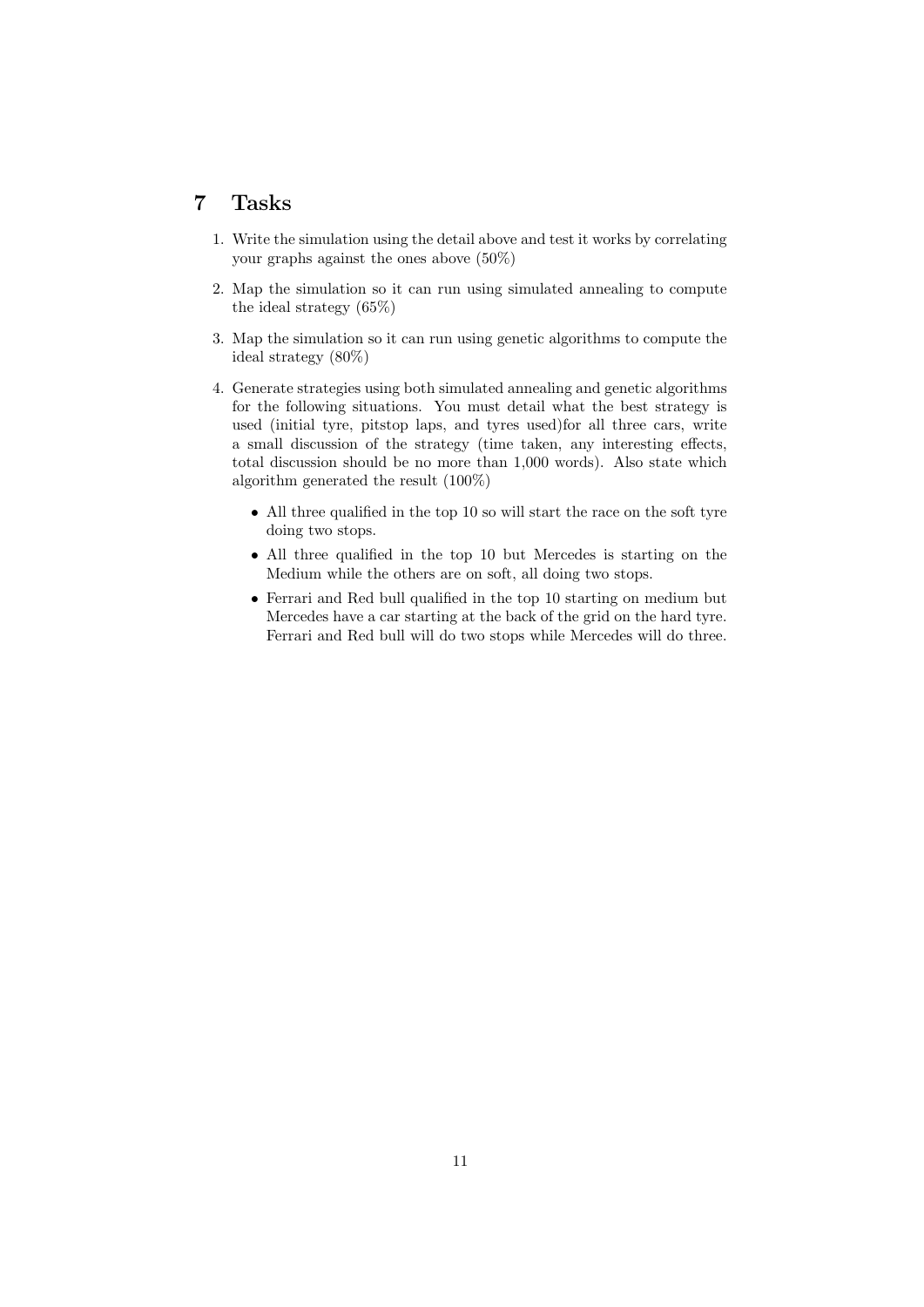## 7 Tasks

1. Write the simulation using the detail above and test it works by correlating your graphs against the ones above (50%)
2. Map the simulation so it can run using simulated annealing to compute the ideal strategy (65%)
3. Map the simulation so it can run using genetic algorithms to compute the ideal strategy (80%)
4. Generate strategies using both simulated annealing and genetic algorithms for the following situations. You must detail what the best strategy is used (initial tyre, pitstop laps, and tyres used)for all three cars, write a small discussion of the strategy (time taken, any interesting effects, total discussion should be no more than 1,000 words). Also state which algorithm generated the result (100%)
   - All three qualified in the top 10 so will start the race on the soft tyre doing two stops.
   - All three qualified in the top 10 but Mercedes is starting on the Medium while the others are on soft, all doing two stops.
   - Ferrari and Red bull qualified in the top 10 starting on medium but Mercedes have a car starting at the back of the grid on the hard tyre. Ferrari and Red bull will do two stops while Mercedes will do three.